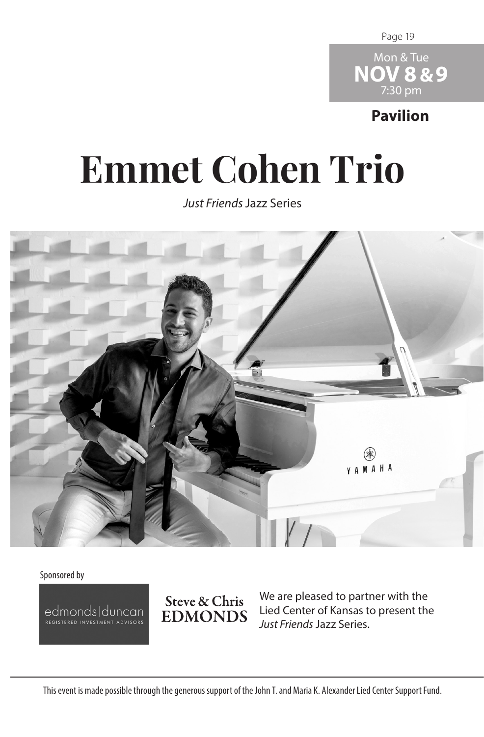Mon & Tue
**NOV 8 & 9**
7:30 pm

**Pavilion**

# Emmet Cohen Trio

*Just Friends* Jazz Series

Sponsored by

edmonds|duncan
REGISTERED INVESTMENT ADVISORS

Steve & Chris
EDMONDS

We are pleased to partner with the Lied Center of Kansas to present the *Just Friends* Jazz Series.

This event is made possible through the generous support of the John T. and Maria K. Alexander Lied Center Support Fund.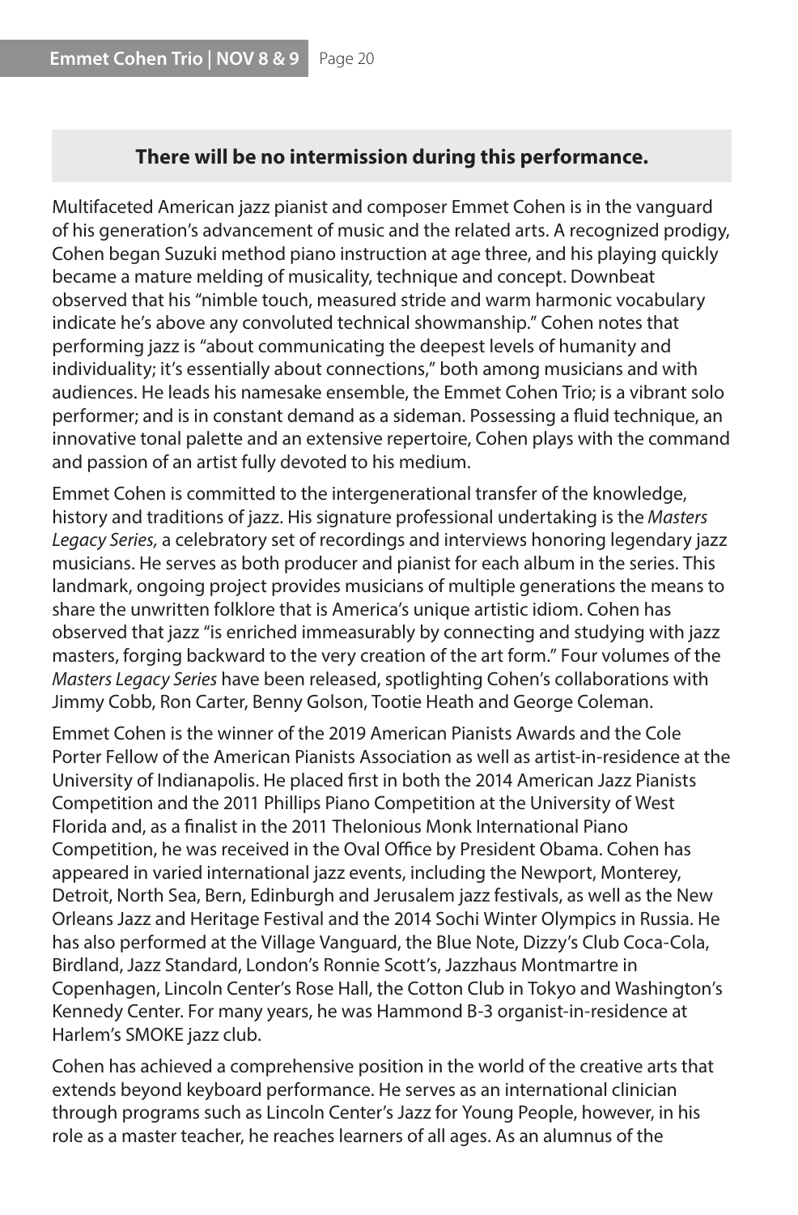**There will be no intermission during this performance.**

Multifaceted American jazz pianist and composer Emmet Cohen is in the vanguard of his generation's advancement of music and the related arts. A recognized prodigy, Cohen began Suzuki method piano instruction at age three, and his playing quickly became a mature melding of musicality, technique and concept. Downbeat observed that his "nimble touch, measured stride and warm harmonic vocabulary indicate he's above any convoluted technical showmanship." Cohen notes that performing jazz is "about communicating the deepest levels of humanity and individuality; it's essentially about connections," both among musicians and with audiences. He leads his namesake ensemble, the Emmet Cohen Trio; is a vibrant solo performer; and is in constant demand as a sideman. Possessing a fluid technique, an innovative tonal palette and an extensive repertoire, Cohen plays with the command and passion of an artist fully devoted to his medium.

Emmet Cohen is committed to the intergenerational transfer of the knowledge, history and traditions of jazz. His signature professional undertaking is the *Masters Legacy Series,* a celebratory set of recordings and interviews honoring legendary jazz musicians. He serves as both producer and pianist for each album in the series. This landmark, ongoing project provides musicians of multiple generations the means to share the unwritten folklore that is America's unique artistic idiom. Cohen has observed that jazz "is enriched immeasurably by connecting and studying with jazz masters, forging backward to the very creation of the art form." Four volumes of the *Masters Legacy Series* have been released, spotlighting Cohen's collaborations with Jimmy Cobb, Ron Carter, Benny Golson, Tootie Heath and George Coleman.

Emmet Cohen is the winner of the 2019 American Pianists Awards and the Cole Porter Fellow of the American Pianists Association as well as artist-in-residence at the University of Indianapolis. He placed first in both the 2014 American Jazz Pianists Competition and the 2011 Phillips Piano Competition at the University of West Florida and, as a finalist in the 2011 Thelonious Monk International Piano Competition, he was received in the Oval Office by President Obama. Cohen has appeared in varied international jazz events, including the Newport, Monterey, Detroit, North Sea, Bern, Edinburgh and Jerusalem jazz festivals, as well as the New Orleans Jazz and Heritage Festival and the 2014 Sochi Winter Olympics in Russia. He has also performed at the Village Vanguard, the Blue Note, Dizzy's Club Coca-Cola, Birdland, Jazz Standard, London's Ronnie Scott's, Jazzhaus Montmartre in Copenhagen, Lincoln Center's Rose Hall, the Cotton Club in Tokyo and Washington's Kennedy Center. For many years, he was Hammond B-3 organist-in-residence at Harlem's SMOKE jazz club.

Cohen has achieved a comprehensive position in the world of the creative arts that extends beyond keyboard performance. He serves as an international clinician through programs such as Lincoln Center's Jazz for Young People, however, in his role as a master teacher, he reaches learners of all ages. As an alumnus of the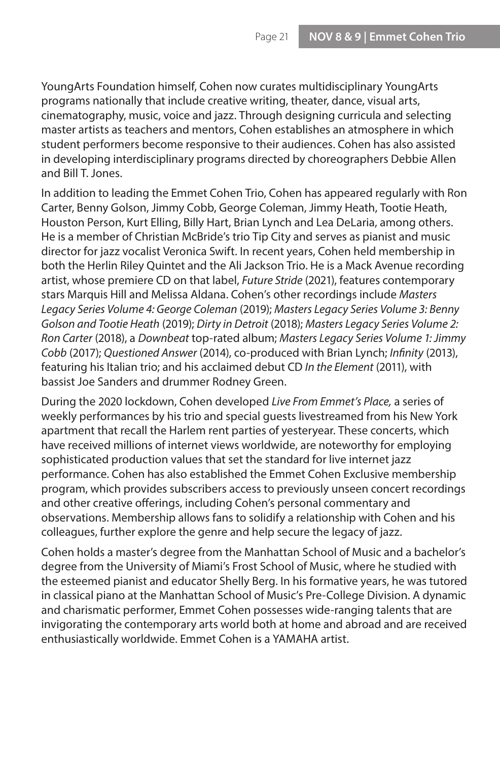YoungArts Foundation himself, Cohen now curates multidisciplinary YoungArts programs nationally that include creative writing, theater, dance, visual arts, cinematography, music, voice and jazz. Through designing curricula and selecting master artists as teachers and mentors, Cohen establishes an atmosphere in which student performers become responsive to their audiences. Cohen has also assisted in developing interdisciplinary programs directed by choreographers Debbie Allen and Bill T. Jones.

In addition to leading the Emmet Cohen Trio, Cohen has appeared regularly with Ron Carter, Benny Golson, Jimmy Cobb, George Coleman, Jimmy Heath, Tootie Heath, Houston Person, Kurt Elling, Billy Hart, Brian Lynch and Lea DeLaria, among others. He is a member of Christian McBride's trio Tip City and serves as pianist and music director for jazz vocalist Veronica Swift. In recent years, Cohen held membership in both the Herlin Riley Quintet and the Ali Jackson Trio. He is a Mack Avenue recording artist, whose premiere CD on that label, *Future Stride* (2021), features contemporary stars Marquis Hill and Melissa Aldana. Cohen's other recordings include *Masters Legacy Series Volume 4: George Coleman* (2019); *Masters Legacy Series Volume 3: Benny Golson and Tootie Heath* (2019); *Dirty in Detroit* (2018); *Masters Legacy Series Volume 2: Ron Carter* (2018), a *Downbeat* top-rated album; *Masters Legacy Series Volume 1: Jimmy Cobb* (2017); *Questioned Answer* (2014), co-produced with Brian Lynch; *Infinity* (2013), featuring his Italian trio; and his acclaimed debut CD *In the Element* (2011), with bassist Joe Sanders and drummer Rodney Green.

During the 2020 lockdown, Cohen developed *Live From Emmet's Place,* a series of weekly performances by his trio and special guests livestreamed from his New York apartment that recall the Harlem rent parties of yesteryear. These concerts, which have received millions of internet views worldwide, are noteworthy for employing sophisticated production values that set the standard for live internet jazz performance. Cohen has also established the Emmet Cohen Exclusive membership program, which provides subscribers access to previously unseen concert recordings and other creative offerings, including Cohen's personal commentary and observations. Membership allows fans to solidify a relationship with Cohen and his colleagues, further explore the genre and help secure the legacy of jazz.

Cohen holds a master's degree from the Manhattan School of Music and a bachelor's degree from the University of Miami's Frost School of Music, where he studied with the esteemed pianist and educator Shelly Berg. In his formative years, he was tutored in classical piano at the Manhattan School of Music's Pre-College Division. A dynamic and charismatic performer, Emmet Cohen possesses wide-ranging talents that are invigorating the contemporary arts world both at home and abroad and are received enthusiastically worldwide. Emmet Cohen is a YAMAHA artist.